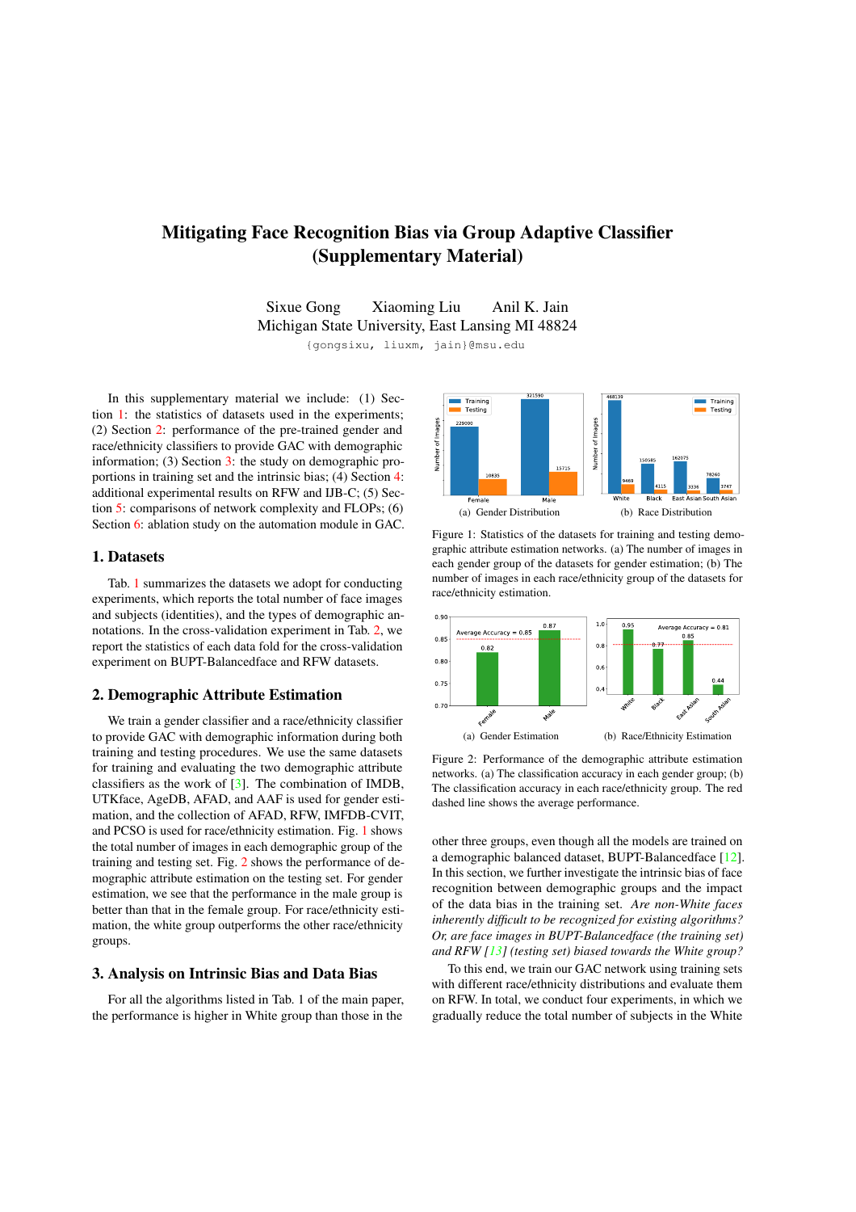# Mitigating Face Recognition Bias via Group Adaptive Classifier (Supplementary Material)

Sixue Gong  Xiaoming Liu  Anil K. Jain
Michigan State University, East Lansing MI 48824

{gongsixu, liuxm, jain}@msu.edu

In this supplementary material we include: (1) Section 1: the statistics of datasets used in the experiments; (2) Section 2: performance of the pre-trained gender and race/ethnicity classifiers to provide GAC with demographic information; (3) Section 3: the study on demographic proportions in training set and the intrinsic bias; (4) Section 4: additional experimental results on RFW and IJB-C; (5) Section 5: comparisons of network complexity and FLOPs; (6) Section 6: ablation study on the automation module in GAC.

## 1. Datasets

Tab. 1 summarizes the datasets we adopt for conducting experiments, which reports the total number of face images and subjects (identities), and the types of demographic annotations. In the cross-validation experiment in Tab. 2, we report the statistics of each data fold for the cross-validation experiment on BUPT-Balancedface and RFW datasets.

## 2. Demographic Attribute Estimation

We train a gender classifier and a race/ethnicity classifier to provide GAC with demographic information during both training and testing procedures. We use the same datasets for training and evaluating the two demographic attribute classifiers as the work of [3]. The combination of IMDB, UTKface, AgeDB, AFAD, and AAF is used for gender estimation, and the collection of AFAD, RFW, IMFDB-CVIT, and PCSO is used for race/ethnicity estimation. Fig. 1 shows the total number of images in each demographic group of the training and testing set. Fig. 2 shows the performance of demographic attribute estimation on the testing set. For gender estimation, we see that the performance in the male group is better than that in the female group. For race/ethnicity estimation, the white group outperforms the other race/ethnicity groups.

## 3. Analysis on Intrinsic Bias and Data Bias

For all the algorithms listed in Tab. 1 of the main paper, the performance is higher in White group than those in the other three groups, even though all the models are trained on a demographic balanced dataset, BUPT-Balancedface [12]. In this section, we further investigate the intrinsic bias of face recognition between demographic groups and the impact of the data bias in the training set. *Are non-White faces inherently difficult to be recognized for existing algorithms? Or, are face images in BUPT-Balancedface (the training set) and RFW [13] (testing set) biased towards the White group?*

To this end, we train our GAC network using training sets with different race/ethnicity distributions and evaluate them on RFW. In total, we conduct four experiments, in which we gradually reduce the total number of subjects in the White

Figure 1: Statistics of the datasets for training and testing demographic attribute estimation networks. (a) The number of images in each gender group of the datasets for gender estimation; (b) The number of images in each race/ethnicity group of the datasets for race/ethnicity estimation.

Figure 2: Performance of the demographic attribute estimation networks. (a) The classification accuracy in each gender group; (b) The classification accuracy in each race/ethnicity group. The red dashed line shows the average performance.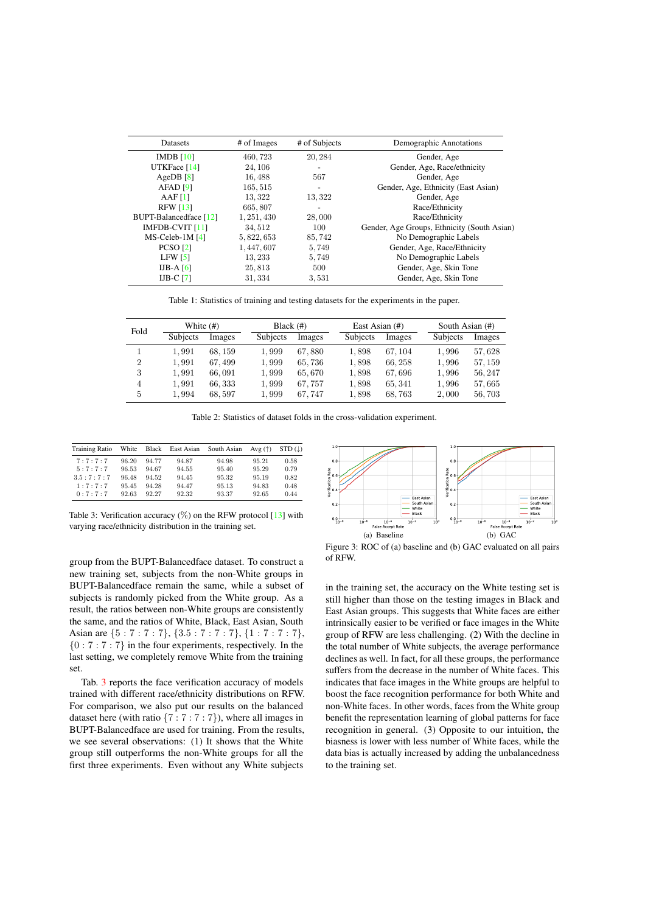| Datasets | # of Images | # of Subjects | Demographic Annotations |
|---|---|---|---|
| IMDB [10] | 460,723 | 20,284 | Gender, Age |
| UTKFace [14] | 24,106 | - | Gender, Age, Race/ethnicity |
| AgeDB [8] | 16,488 | 567 | Gender, Age |
| AFAD [9] | 165,515 | - | Gender, Age, Ethnicity (East Asian) |
| AAF [1] | 13,322 | 13,322 | Gender, Age |
| RFW [13] | 665,807 | - | Race/Ethnicity |
| BUPT-Balancedface [12] | 1,251,430 | 28,000 | Race/Ethnicity |
| IMFDB-CVIT [11] | 34,512 | 100 | Gender, Age Groups, Ethnicity (South Asian) |
| MS-Celeb-1M [4] | 5,822,653 | 85,742 | No Demographic Labels |
| PCSO [2] | 1,447,607 | 5,749 | Gender, Age, Race/Ethnicity |
| LFW [5] | 13,233 | 5,749 | No Demographic Labels |
| IJB-A [6] | 25,813 | 500 | Gender, Age, Skin Tone |
| IJB-C [7] | 31,334 | 3,531 | Gender, Age, Skin Tone |

Table 1: Statistics of training and testing datasets for the experiments in the paper.

| Fold | White (#) | | Black (#) | | East Asian (#) | | South Asian (#) | |
|---|---|---|---|---|---|---|---|---|
| | Subjects | Images | Subjects | Images | Subjects | Images | Subjects | Images |
| 1 | 1,991 | 68,159 | 1,999 | 67,880 | 1,898 | 67,104 | 1,996 | 57,628 |
| 2 | 1,991 | 67,499 | 1,999 | 65,736 | 1,898 | 66,258 | 1,996 | 57,159 |
| 3 | 1,991 | 66,091 | 1,999 | 65,670 | 1,898 | 67,696 | 1,996 | 56,247 |
| 4 | 1,991 | 66,333 | 1,999 | 67,757 | 1,898 | 65,341 | 1,996 | 57,665 |
| 5 | 1,994 | 68,597 | 1,999 | 67,747 | 1,898 | 68,763 | 2,000 | 56,703 |

Table 2: Statistics of dataset folds in the cross-validation experiment.

| Training Ratio | White | Black | East Asian | South Asian | Avg (↑) | STD (↓) |
|---|---|---|---|---|---|---|
| 7 : 7 : 7 : 7 | 96.20 | 94.77 | 94.87 | 94.98 | 95.21 | 0.58 |
| 5 : 7 : 7 : 7 | 96.53 | 94.67 | 94.55 | 95.40 | 95.29 | 0.79 |
| 3.5 : 7 : 7 : 7 | 96.48 | 94.52 | 94.45 | 95.32 | 95.19 | 0.82 |
| 1 : 7 : 7 : 7 | 95.45 | 94.28 | 94.47 | 95.13 | 94.83 | 0.48 |
| 0 : 7 : 7 : 7 | 92.63 | 92.27 | 92.32 | 93.37 | 92.65 | 0.44 |

Table 3: Verification accuracy (%) on the RFW protocol [13] with varying race/ethnicity distribution in the training set.

(a) Baseline (b) GAC

Figure 3: ROC of (a) baseline and (b) GAC evaluated on all pairs of RFW.

group from the BUPT-Balancedface dataset. To construct a new training set, subjects from the non-White groups in BUPT-Balancedface remain the same, while a subset of subjects is randomly picked from the White group. As a result, the ratios between non-White groups are consistently the same, and the ratios of White, Black, East Asian, South Asian are $\{5:7:7:7\}$, $\{3.5:7:7:7\}$, $\{1:7:7:7\}$, $\{0:7:7:7\}$ in the four experiments, respectively. In the last setting, we completely remove White from the training set.

Tab. 3 reports the face verification accuracy of models trained with different race/ethnicity distributions on RFW. For comparison, we also put our results on the balanced dataset here (with ratio $\{7:7:7:7\}$), where all images in BUPT-Balancedface are used for training. From the results, we see several observations: (1) It shows that the White group still outperforms the non-White groups for all the first three experiments. Even without any White subjects in the training set, the accuracy on the White testing set is still higher than those on the testing images in Black and East Asian groups. This suggests that White faces are either intrinsically easier to be verified or face images in the White group of RFW are less challenging. (2) With the decline in the total number of White subjects, the average performance declines as well. In fact, for all these groups, the performance suffers from the decrease in the number of White faces. This indicates that face images in the White groups are helpful to boost the face recognition performance for both White and non-White faces. In other words, faces from the White group benefit the representation learning of global patterns for face recognition in general. (3) Opposite to our intuition, the biasness is lower with less number of White faces, while the data bias is actually increased by adding the unbalancedness to the training set.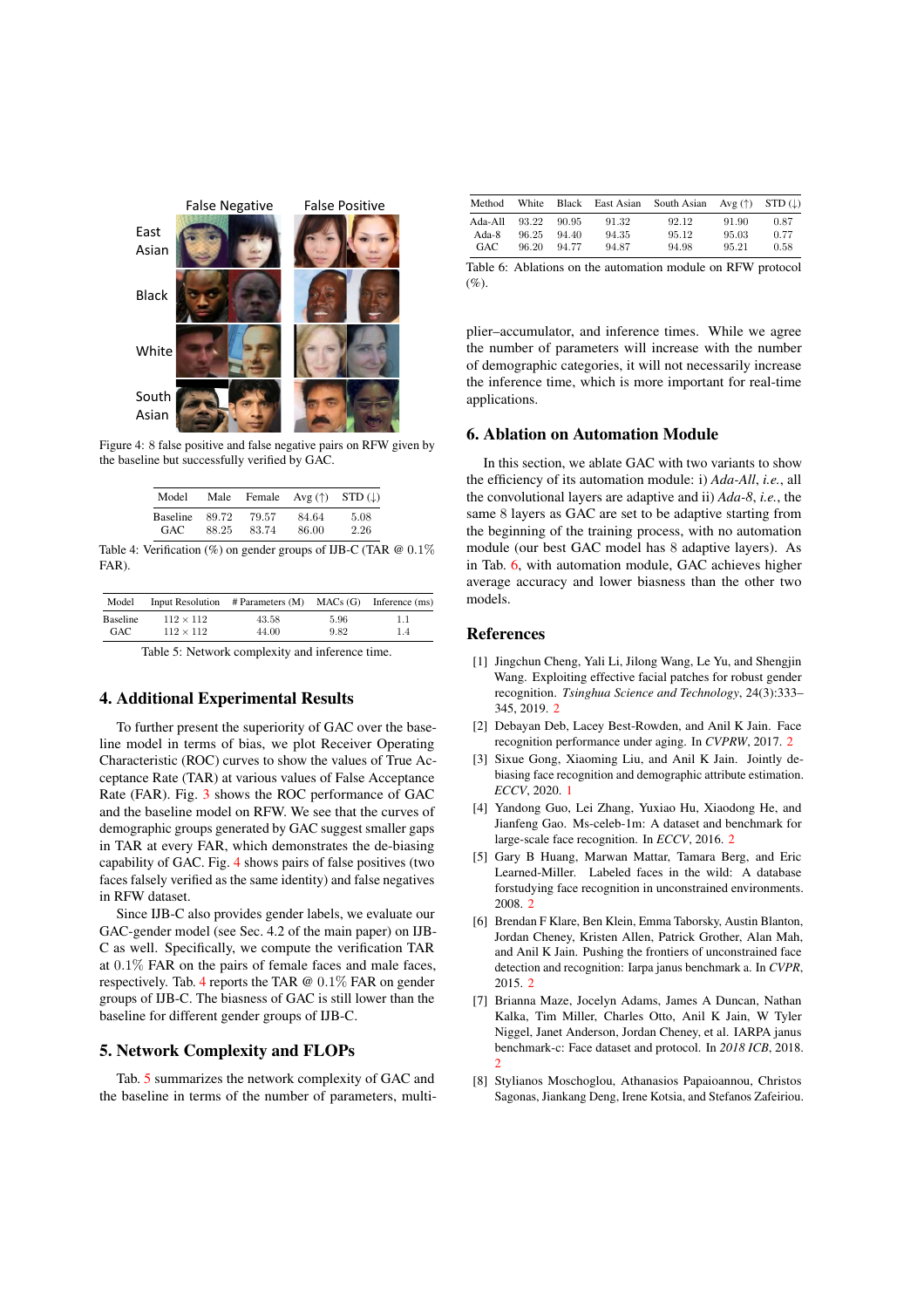Figure 4: 8 false positive and false negative pairs on RFW given by the baseline but successfully verified by GAC.

| Model | Male | Female | Avg (↑) | STD (↓) |
|---|---|---|---|---|
| Baseline | 89.72 | 79.57 | 84.64 | 5.08 |
| GAC | 88.25 | 83.74 | 86.00 | 2.26 |

Table 4: Verification (%) on gender groups of IJB-C (TAR @ 0.1% FAR).

| Model | Input Resolution | # Parameters (M) | MACs (G) | Inference (ms) |
|---|---|---|---|---|
| Baseline | $112 \times 112$ | 43.58 | 5.96 | 1.1 |
| GAC | $112 \times 112$ | 44.00 | 9.82 | 1.4 |

Table 5: Network complexity and inference time.

## 4. Additional Experimental Results

To further present the superiority of GAC over the baseline model in terms of bias, we plot Receiver Operating Characteristic (ROC) curves to show the values of True Acceptance Rate (TAR) at various values of False Acceptance Rate (FAR). Fig. 3 shows the ROC performance of GAC and the baseline model on RFW. We see that the curves of demographic groups generated by GAC suggest smaller gaps in TAR at every FAR, which demonstrates the de-biasing capability of GAC. Fig. 4 shows pairs of false positives (two faces falsely verified as the same identity) and false negatives in RFW dataset.

Since IJB-C also provides gender labels, we evaluate our GAC-gender model (see Sec. 4.2 of the main paper) on IJB-C as well. Specifically, we compute the verification TAR at 0.1% FAR on the pairs of female faces and male faces, respectively. Tab. 4 reports the TAR @ 0.1% FAR on gender groups of IJB-C. The biasness of GAC is still lower than the baseline for different gender groups of IJB-C.

## 5. Network Complexity and FLOPs

Tab. 5 summarizes the network complexity of GAC and the baseline in terms of the number of parameters, multiplier–accumulator, and inference times. While we agree the number of parameters will increase with the number of demographic categories, it will not necessarily increase the inference time, which is more important for real-time applications.

| Method | White | Black | East Asian | South Asian | Avg (↑) | STD (↓) |
|---|---|---|---|---|---|---|
| Ada-All | 93.22 | 90.95 | 91.32 | 92.12 | 91.90 | 0.87 |
| Ada-8 | 96.25 | 94.40 | 94.35 | 95.12 | 95.03 | 0.77 |
| GAC | 96.20 | 94.77 | 94.87 | 94.98 | 95.21 | 0.58 |

Table 6: Ablations on the automation module on RFW protocol (%).

## 6. Ablation on Automation Module

In this section, we ablate GAC with two variants to show the efficiency of its automation module: i) *Ada-All*, *i.e.*, all the convolutional layers are adaptive and ii) *Ada-8*, *i.e.*, the same 8 layers as GAC are set to be adaptive starting from the beginning of the training process, with no automation module (our best GAC model has 8 adaptive layers). As in Tab. 6, with automation module, GAC achieves higher average accuracy and lower biasness than the other two models.

## References

[1] Jingchun Cheng, Yali Li, Jilong Wang, Le Yu, and Shengjin Wang. Exploiting effective facial patches for robust gender recognition. *Tsinghua Science and Technology*, 24(3):333–345, 2019. 2

[2] Debayan Deb, Lacey Best-Rowden, and Anil K Jain. Face recognition performance under aging. In *CVPRW*, 2017. 2

[3] Sixue Gong, Xiaoming Liu, and Anil K Jain. Jointly debiasing face recognition and demographic attribute estimation. *ECCV*, 2020. 1

[4] Yandong Guo, Lei Zhang, Yuxiao Hu, Xiaodong He, and Jianfeng Gao. Ms-celeb-1m: A dataset and benchmark for large-scale face recognition. In *ECCV*, 2016. 2

[5] Gary B Huang, Marwan Mattar, Tamara Berg, and Eric Learned-Miller. Labeled faces in the wild: A database forstudying face recognition in unconstrained environments. 2008. 2

[6] Brendan F Klare, Ben Klein, Emma Taborsky, Austin Blanton, Jordan Cheney, Kristen Allen, Patrick Grother, Alan Mah, and Anil K Jain. Pushing the frontiers of unconstrained face detection and recognition: Iarpa janus benchmark a. In *CVPR*, 2015. 2

[7] Brianna Maze, Jocelyn Adams, James A Duncan, Nathan Kalka, Tim Miller, Charles Otto, Anil K Jain, W Tyler Niggel, Janet Anderson, Jordan Cheney, et al. IARPA janus benchmark-c: Face dataset and protocol. In *2018 ICB*, 2018. 2

[8] Stylianos Moschoglou, Athanasios Papaioannou, Christos Sagonas, Jiankang Deng, Irene Kotsia, and Stefanos Zafeiriou.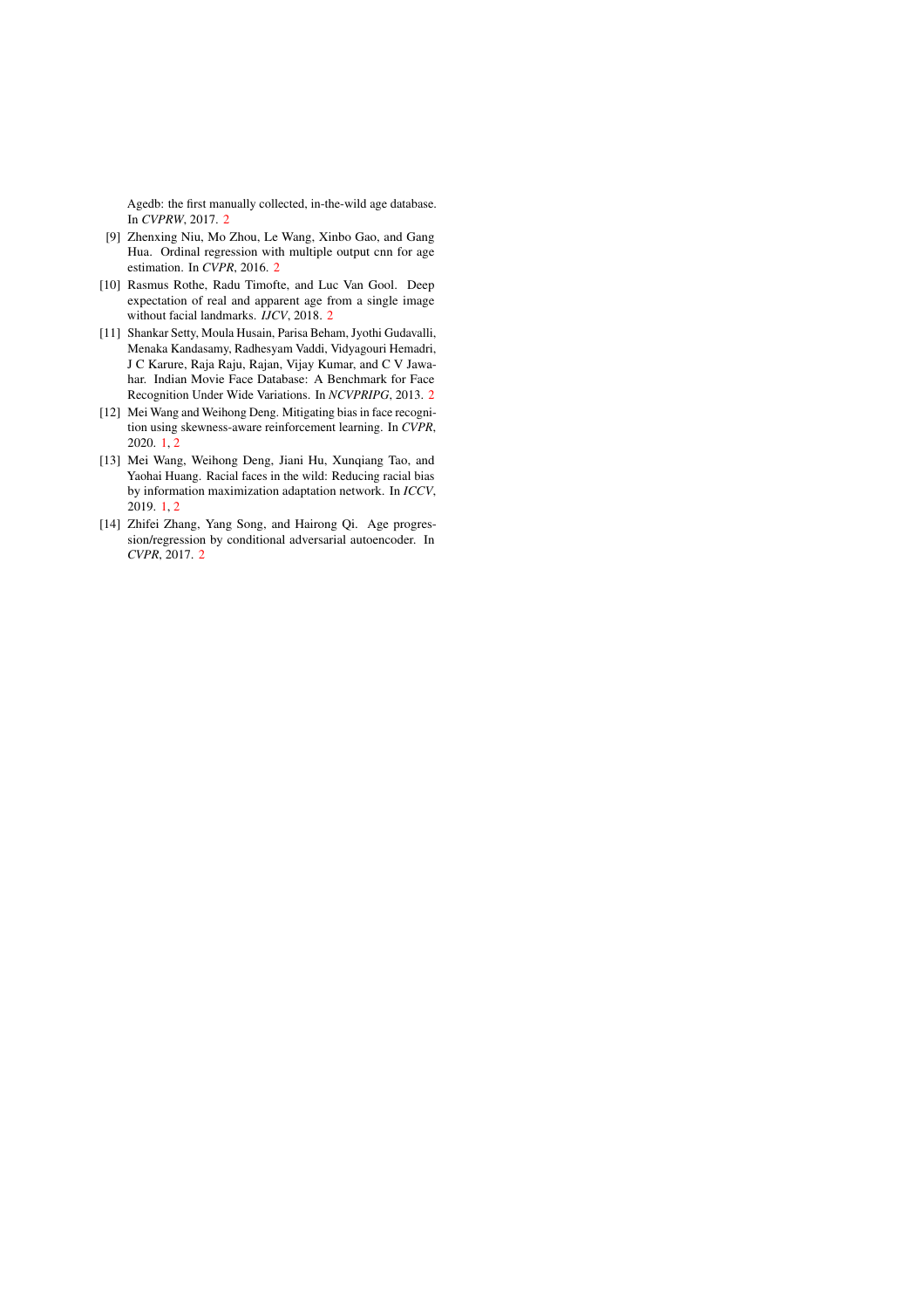Agedb: the first manually collected, in-the-wild age database. In *CVPRW*, 2017. 2

[9] Zhenxing Niu, Mo Zhou, Le Wang, Xinbo Gao, and Gang Hua. Ordinal regression with multiple output cnn for age estimation. In *CVPR*, 2016. 2

[10] Rasmus Rothe, Radu Timofte, and Luc Van Gool. Deep expectation of real and apparent age from a single image without facial landmarks. *IJCV*, 2018. 2

[11] Shankar Setty, Moula Husain, Parisa Beham, Jyothi Gudavalli, Menaka Kandasamy, Radhesyam Vaddi, Vidyagouri Hemadri, J C Karure, Raja Raju, Rajan, Vijay Kumar, and C V Jawahar. Indian Movie Face Database: A Benchmark for Face Recognition Under Wide Variations. In *NCVPRIPG*, 2013. 2

[12] Mei Wang and Weihong Deng. Mitigating bias in face recognition using skewness-aware reinforcement learning. In *CVPR*, 2020. 1, 2

[13] Mei Wang, Weihong Deng, Jiani Hu, Xunqiang Tao, and Yaohai Huang. Racial faces in the wild: Reducing racial bias by information maximization adaptation network. In *ICCV*, 2019. 1, 2

[14] Zhifei Zhang, Yang Song, and Hairong Qi. Age progression/regression by conditional adversarial autoencoder. In *CVPR*, 2017. 2